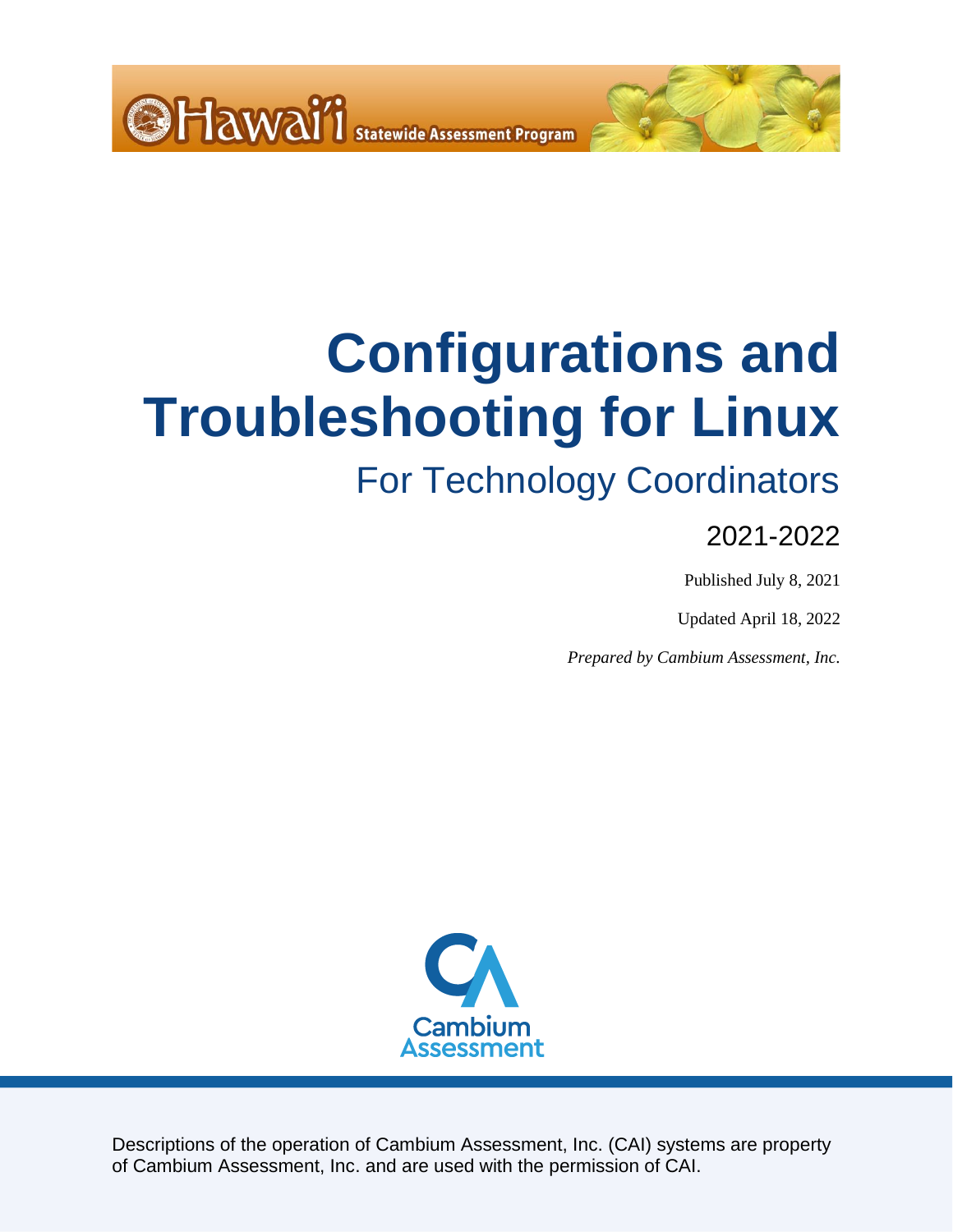Hawai'i Statewide Assessment Program

# Configurations and Troubleshooting for Linux

## For Technology Coordinators

2021-2022

Published July 8, 2021

Updated April 18, 2022

*Prepared by Cambium Assessment, Inc.*

Cambium Assessment

Descriptions of the operation of Cambium Assessment, Inc. (CAI) systems are property of Cambium Assessment, Inc. and are used with the permission of CAI.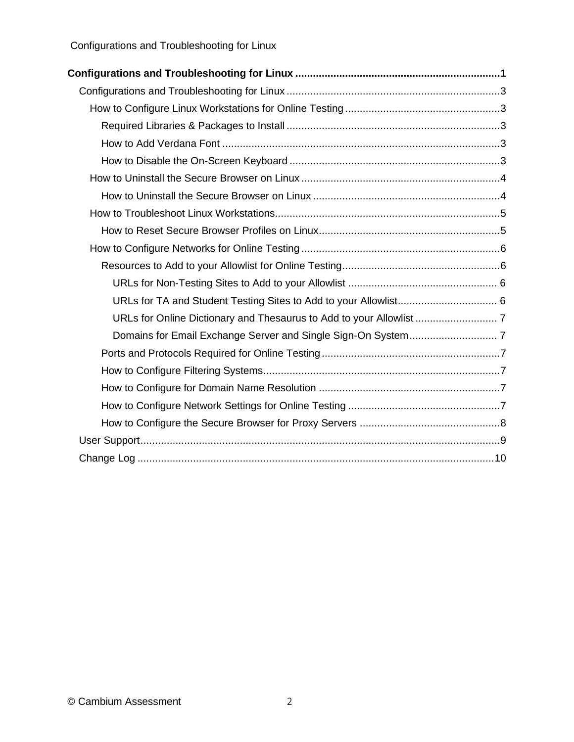**Configurations and Troubleshooting for Linux ..................................................................... 1**

- Configurations and Troubleshooting for Linux ........................................................................ 3
  - How to Configure Linux Workstations for Online Testing .................................................... 3
    - Required Libraries & Packages to Install ........................................................................ 3
    - How to Add Verdana Font .............................................................................................. 3
    - How to Disable the On-Screen Keyboard ........................................................................ 3
  - How to Uninstall the Secure Browser on Linux ................................................................... 4
    - How to Uninstall the Secure Browser on Linux ................................................................ 4
  - How to Troubleshoot Linux Workstations............................................................................ 5
    - How to Reset Secure Browser Profiles on Linux............................................................. 5
  - How to Configure Networks for Online Testing ................................................................... 6
    - Resources to Add to your Allowlist for Online Testing...................................................... 6
      - URLs for Non-Testing Sites to Add to your Allowlist .................................................. 6
      - URLs for TA and Student Testing Sites to Add to your Allowlist.................................. 6
      - URLs for Online Dictionary and Thesaurus to Add to your Allowlist ............................ 7
      - Domains for Email Exchange Server and Single Sign-On System .............................. 7
    - Ports and Protocols Required for Online Testing ............................................................. 7
    - How to Configure Filtering Systems................................................................................. 7
    - How to Configure for Domain Name Resolution .............................................................. 7
    - How to Configure Network Settings for Online Testing .................................................... 7
    - How to Configure the Secure Browser for Proxy Servers ................................................ 8
- User Support.......................................................................................................................... 9
- Change Log ......................................................................................................................... 10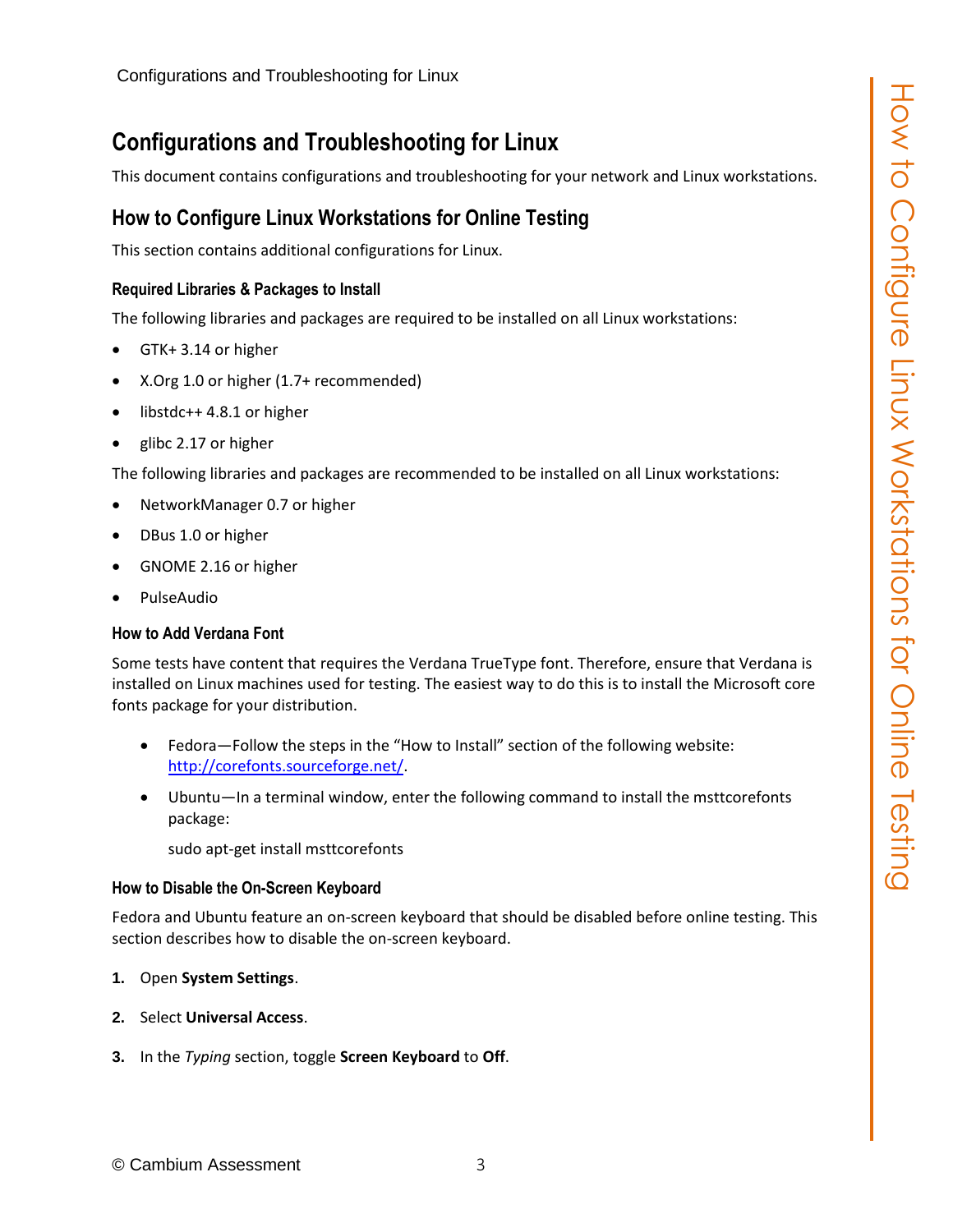# Configurations and Troubleshooting for Linux

This document contains configurations and troubleshooting for your network and Linux workstations.

## How to Configure Linux Workstations for Online Testing

This section contains additional configurations for Linux.

### Required Libraries & Packages to Install

The following libraries and packages are required to be installed on all Linux workstations:

- GTK+ 3.14 or higher
- X.Org 1.0 or higher (1.7+ recommended)
- libstdc++ 4.8.1 or higher
- glibc 2.17 or higher

The following libraries and packages are recommended to be installed on all Linux workstations:

- NetworkManager 0.7 or higher
- DBus 1.0 or higher
- GNOME 2.16 or higher
- PulseAudio

### How to Add Verdana Font

Some tests have content that requires the Verdana TrueType font. Therefore, ensure that Verdana is installed on Linux machines used for testing. The easiest way to do this is to install the Microsoft core fonts package for your distribution.

- Fedora—Follow the steps in the "How to Install" section of the following website: [http://corefonts.sourceforge.net/](http://corefonts.sourceforge.net/).
- Ubuntu—In a terminal window, enter the following command to install the msttcorefonts package:

  sudo apt-get install msttcorefonts

### How to Disable the On-Screen Keyboard

Fedora and Ubuntu feature an on-screen keyboard that should be disabled before online testing. This section describes how to disable the on-screen keyboard.

1. Open **System Settings**.
2. Select **Universal Access**.
3. In the *Typing* section, toggle **Screen Keyboard** to **Off**.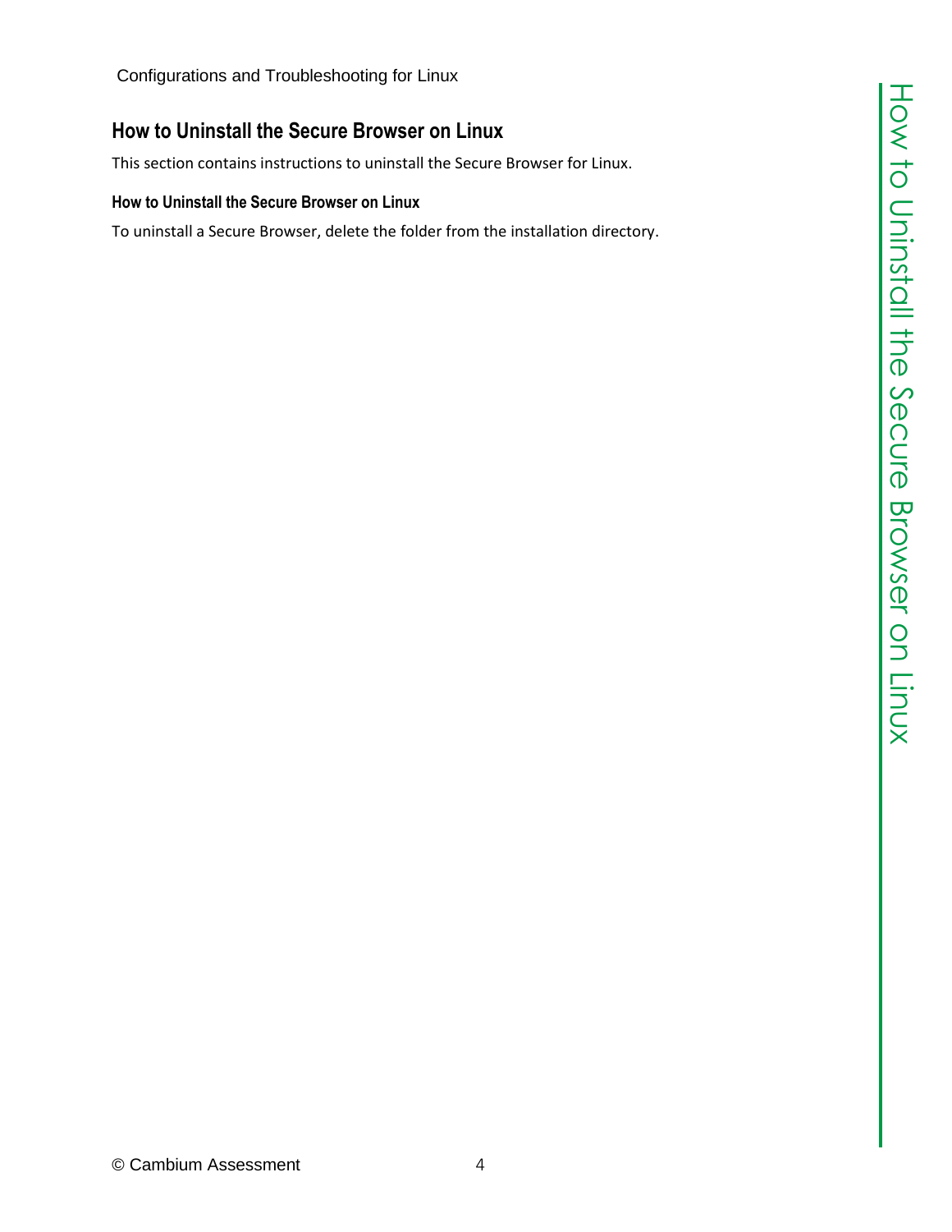## How to Uninstall the Secure Browser on Linux

This section contains instructions to uninstall the Secure Browser for Linux.

### How to Uninstall the Secure Browser on Linux

To uninstall a Secure Browser, delete the folder from the installation directory.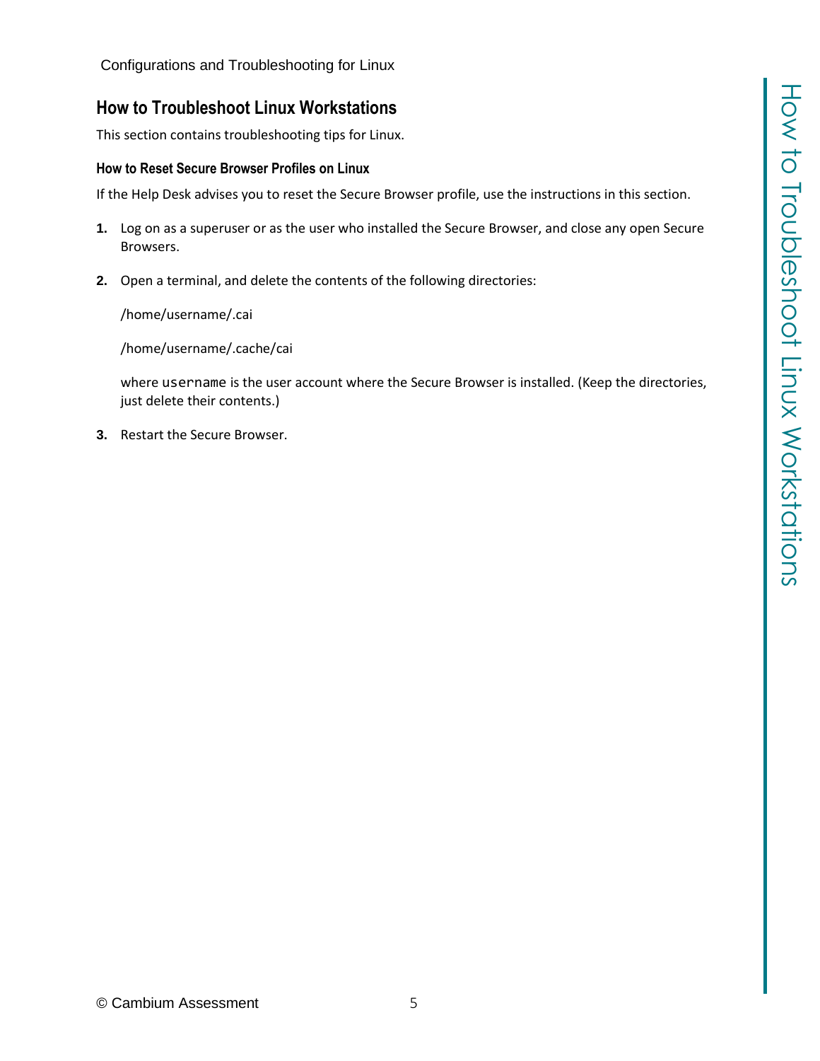## How to Troubleshoot Linux Workstations

This section contains troubleshooting tips for Linux.

### How to Reset Secure Browser Profiles on Linux

If the Help Desk advises you to reset the Secure Browser profile, use the instructions in this section.

1. Log on as a superuser or as the user who installed the Secure Browser, and close any open Secure Browsers.
2. Open a terminal, and delete the contents of the following directories:

   /home/username/.cai

   /home/username/.cache/cai

   where `username` is the user account where the Secure Browser is installed. (Keep the directories, just delete their contents.)
3. Restart the Secure Browser.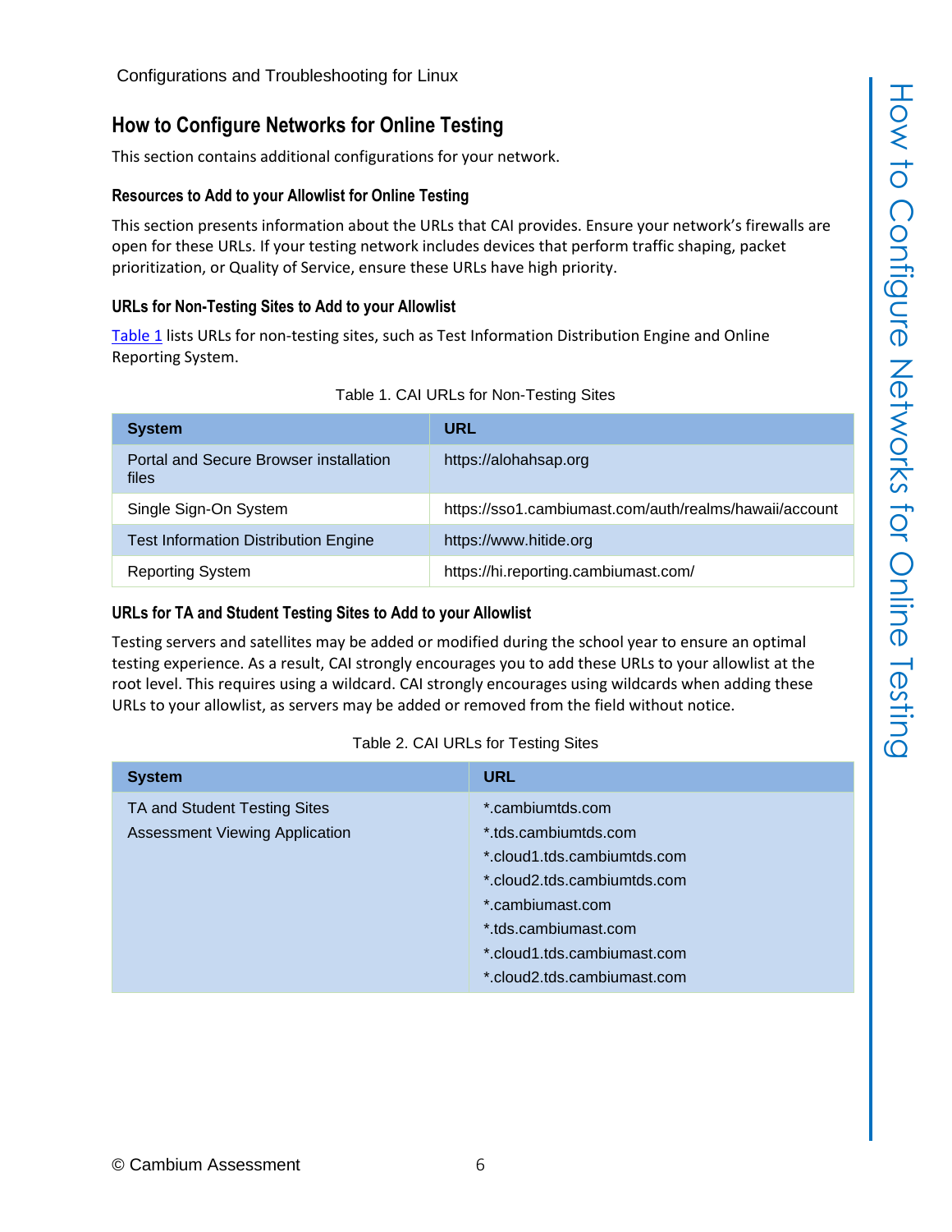## How to Configure Networks for Online Testing

This section contains additional configurations for your network.

### Resources to Add to your Allowlist for Online Testing

This section presents information about the URLs that CAI provides. Ensure your network's firewalls are open for these URLs. If your testing network includes devices that perform traffic shaping, packet prioritization, or Quality of Service, ensure these URLs have high priority.

### URLs for Non-Testing Sites to Add to your Allowlist

Table 1 lists URLs for non-testing sites, such as Test Information Distribution Engine and Online Reporting System.

Table 1. CAI URLs for Non-Testing Sites

| System | URL |
|---|---|
| Portal and Secure Browser installation files | https://alohahsap.org |
| Single Sign-On System | https://sso1.cambiumast.com/auth/realms/hawaii/account |
| Test Information Distribution Engine | https://www.hitide.org |
| Reporting System | https://hi.reporting.cambiumast.com/ |

### URLs for TA and Student Testing Sites to Add to your Allowlist

Testing servers and satellites may be added or modified during the school year to ensure an optimal testing experience. As a result, CAI strongly encourages you to add these URLs to your allowlist at the root level. This requires using a wildcard. CAI strongly encourages using wildcards when adding these URLs to your allowlist, as servers may be added or removed from the field without notice.

Table 2. CAI URLs for Testing Sites

| System | URL |
|---|---|
| TA and Student Testing Sites<br>Assessment Viewing Application | *.cambiumtds.com<br>*.tds.cambiumtds.com<br>*.cloud1.tds.cambiumtds.com<br>*.cloud2.tds.cambiumtds.com<br>*.cambiumast.com<br>*.tds.cambiumast.com<br>*.cloud1.tds.cambiumast.com<br>*.cloud2.tds.cambiumast.com |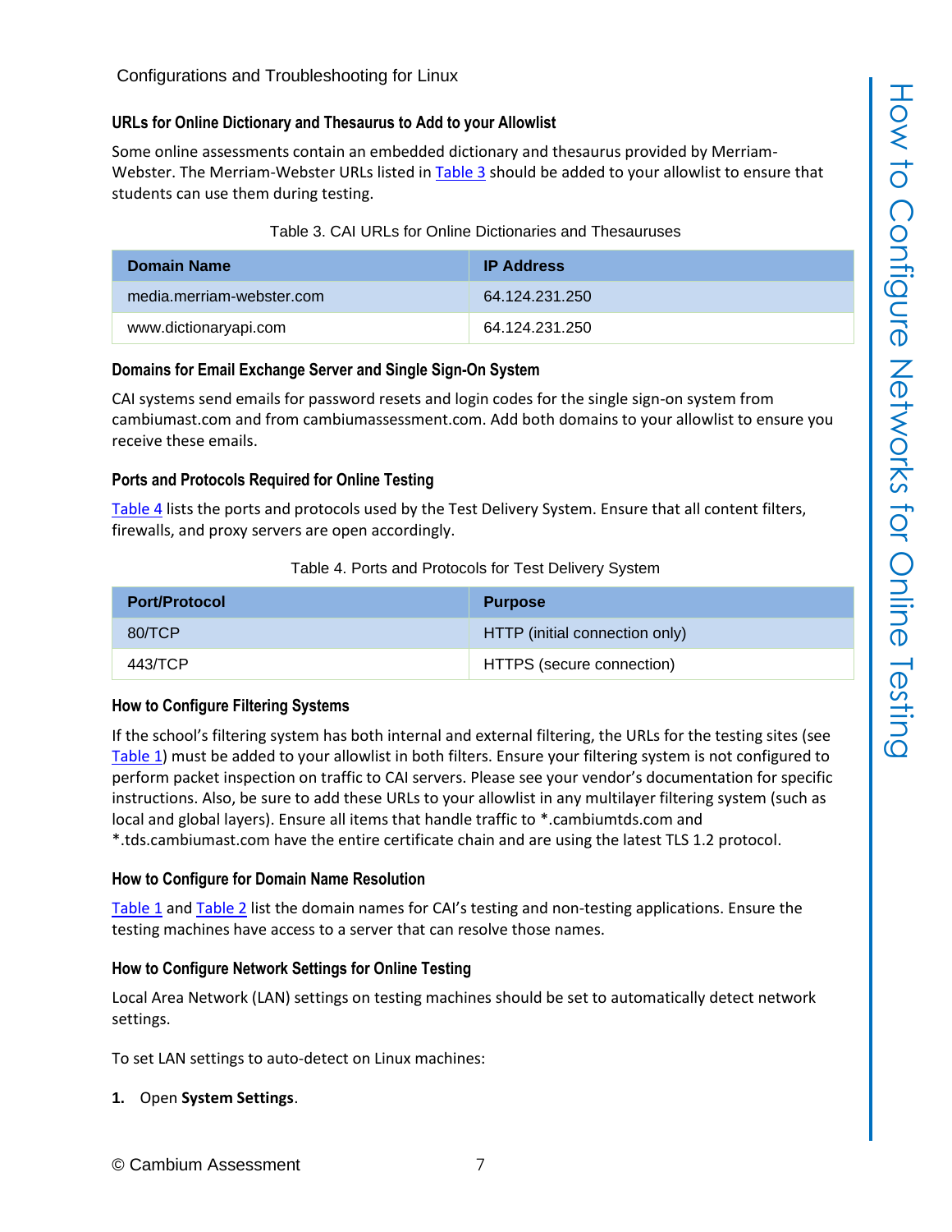### URLs for Online Dictionary and Thesaurus to Add to your Allowlist

Some online assessments contain an embedded dictionary and thesaurus provided by Merriam-Webster. The Merriam-Webster URLs listed in Table 3 should be added to your allowlist to ensure that students can use them during testing.

Table 3. CAI URLs for Online Dictionaries and Thesauruses

| Domain Name | IP Address |
| --- | --- |
| media.merriam-webster.com | 64.124.231.250 |
| www.dictionaryapi.com | 64.124.231.250 |

### Domains for Email Exchange Server and Single Sign-On System

CAI systems send emails for password resets and login codes for the single sign-on system from cambiumast.com and from cambiumassessment.com. Add both domains to your allowlist to ensure you receive these emails.

### Ports and Protocols Required for Online Testing

Table 4 lists the ports and protocols used by the Test Delivery System. Ensure that all content filters, firewalls, and proxy servers are open accordingly.

Table 4. Ports and Protocols for Test Delivery System

| Port/Protocol | Purpose |
| --- | --- |
| 80/TCP | HTTP (initial connection only) |
| 443/TCP | HTTPS (secure connection) |

### How to Configure Filtering Systems

If the school's filtering system has both internal and external filtering, the URLs for the testing sites (see Table 1) must be added to your allowlist in both filters. Ensure your filtering system is not configured to perform packet inspection on traffic to CAI servers. Please see your vendor's documentation for specific instructions. Also, be sure to add these URLs to your allowlist in any multilayer filtering system (such as local and global layers). Ensure all items that handle traffic to *.cambiumtds.com and *.tds.cambiumast.com have the entire certificate chain and are using the latest TLS 1.2 protocol.

### How to Configure for Domain Name Resolution

Table 1 and Table 2 list the domain names for CAI's testing and non-testing applications. Ensure the testing machines have access to a server that can resolve those names.

### How to Configure Network Settings for Online Testing

Local Area Network (LAN) settings on testing machines should be set to automatically detect network settings.

To set LAN settings to auto-detect on Linux machines:

1. Open **System Settings**.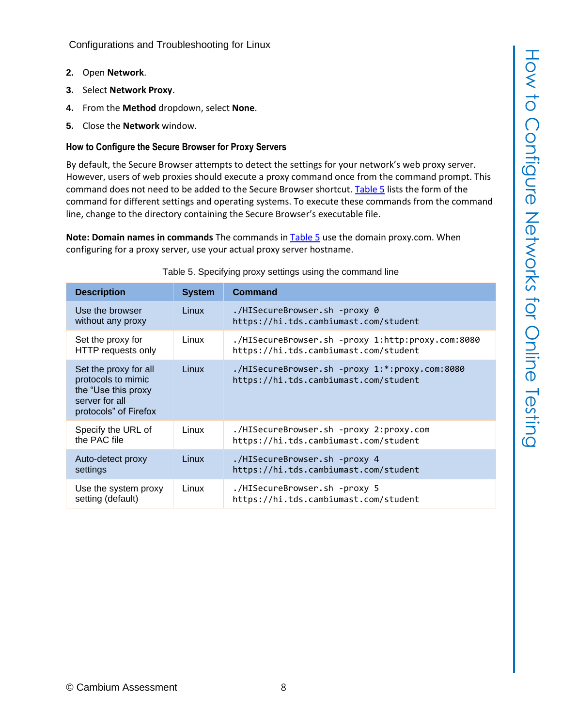2. Open **Network**.
3. Select **Network Proxy**.
4. From the **Method** dropdown, select **None**.
5. Close the **Network** window.

### How to Configure the Secure Browser for Proxy Servers

By default, the Secure Browser attempts to detect the settings for your network's web proxy server. However, users of web proxies should execute a proxy command once from the command prompt. This command does not need to be added to the Secure Browser shortcut. Table 5 lists the form of the command for different settings and operating systems. To execute these commands from the command line, change to the directory containing the Secure Browser's executable file.

**Note: Domain names in commands** The commands in Table 5 use the domain proxy.com. When configuring for a proxy server, use your actual proxy server hostname.

Table 5. Specifying proxy settings using the command line

| Description | System | Command |
|---|---|---|
| Use the browser without any proxy | Linux | `./HISecureBrowser.sh -proxy 0 https://hi.tds.cambiumast.com/student` |
| Set the proxy for HTTP requests only | Linux | `./HISecureBrowser.sh -proxy 1:http:proxy.com:8080 https://hi.tds.cambiumast.com/student` |
| Set the proxy for all protocols to mimic the "Use this proxy server for all protocols" of Firefox | Linux | `./HISecureBrowser.sh -proxy 1:*:proxy.com:8080 https://hi.tds.cambiumast.com/student` |
| Specify the URL of the PAC file | Linux | `./HISecureBrowser.sh -proxy 2:proxy.com https://hi.tds.cambiumast.com/student` |
| Auto-detect proxy settings | Linux | `./HISecureBrowser.sh -proxy 4 https://hi.tds.cambiumast.com/student` |
| Use the system proxy setting (default) | Linux | `./HISecureBrowser.sh -proxy 5 https://hi.tds.cambiumast.com/student` |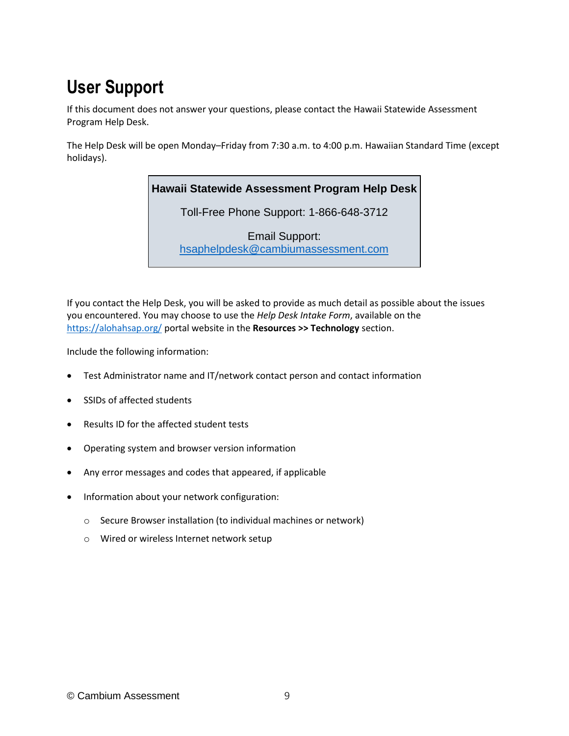# User Support

If this document does not answer your questions, please contact the Hawaii Statewide Assessment Program Help Desk.

The Help Desk will be open Monday–Friday from 7:30 a.m. to 4:00 p.m. Hawaiian Standard Time (except holidays).

**Hawaii Statewide Assessment Program Help Desk**

Toll-Free Phone Support: 1-866-648-3712

Email Support:
hsaphelpdesk@cambiumassessment.com

If you contact the Help Desk, you will be asked to provide as much detail as possible about the issues you encountered. You may choose to use the *Help Desk Intake Form*, available on the https://alohahsap.org/ portal website in the **Resources >> Technology** section.

Include the following information:

- Test Administrator name and IT/network contact person and contact information
- SSIDs of affected students
- Results ID for the affected student tests
- Operating system and browser version information
- Any error messages and codes that appeared, if applicable
- Information about your network configuration:
  - Secure Browser installation (to individual machines or network)
  - Wired or wireless Internet network setup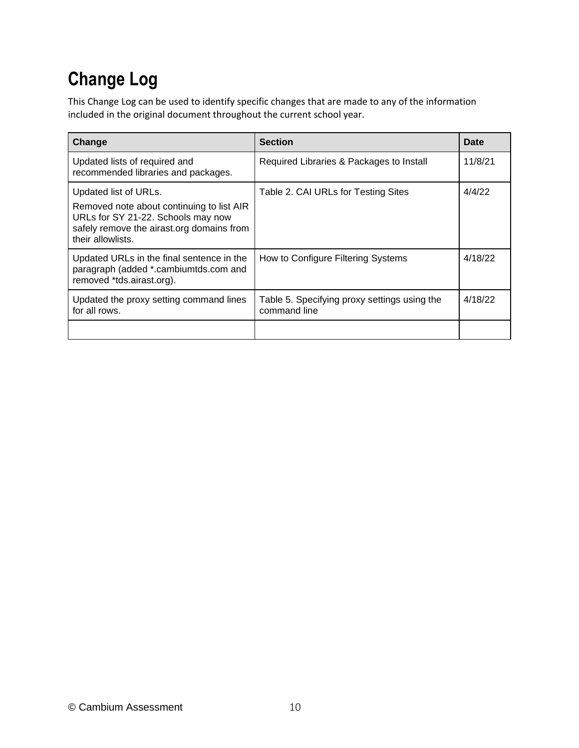# Change Log

This Change Log can be used to identify specific changes that are made to any of the information included in the original document throughout the current school year.

| Change | Section | Date |
| --- | --- | --- |
| Updated lists of required and recommended libraries and packages. | Required Libraries & Packages to Install | 11/8/21 |
| Updated list of URLs.<br>Removed note about continuing to list AIR URLs for SY 21-22. Schools may now safely remove the airast.org domains from their allowlists. | Table 2. CAI URLs for Testing Sites | 4/4/22 |
| Updated URLs in the final sentence in the paragraph (added *.cambiumtds.com and removed *tds.airast.org). | How to Configure Filtering Systems | 4/18/22 |
| Updated the proxy setting command lines for all rows. | Table 5. Specifying proxy settings using the command line | 4/18/22 |
| | | |